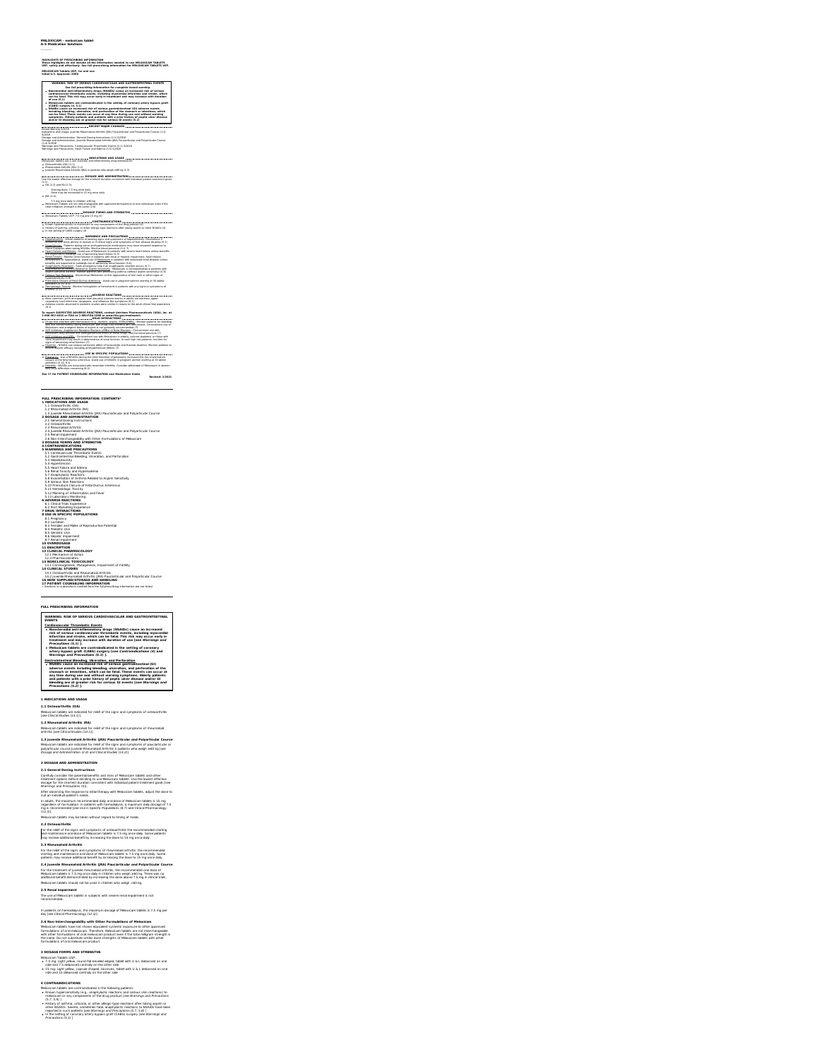MELOXICAM - meloxicam tablet
A-S Medication Solutions

----------

HIGHLIGHTS OF PRESCRIBING INFORMATION
These highlights do not include all the information needed to use MELOXICAM TABLETS USP, safely and effectively. See full prescribing information for MELOXICAM TABLETS USP.

MELOXICAM Tablets USP, for oral use
Initial U.S. Approval: 2000

**WARNING: RISK OF SERIOUS CARDIOVASCULAR AND GASTROINTESTINAL EVENTS**

*See full prescribing information for complete boxed warning.*

- **Nonsteroidal anti-inflammatory drugs (NSAIDs) cause an increased risk of serious cardiovascular thrombotic events, including myocardial infarction and stroke, which can be fatal. This risk may occur early in treatment and may increase with duration of use (5.1)**
- **Meloxicam tablets are contraindicated in the setting of coronary artery bypass graft (CABG) surgery (4, 5.1)**
- **NSAIDs cause an increased risk of serious gastrointestinal (GI) adverse events including bleeding, ulceration, and perforation of the stomach or intestines, which can be fatal. These events can occur at any time during use and without warning symptoms. Elderly patients and patients with a prior history of peptic ulcer disease and/or GI bleeding are at greater risk for serious GI events (5.2)**

RECENT MAJOR CHANGES

Boxed Warning 5/2016
Indications and Usage, Juvenile Rheumatoid Arthritis (JRA) Pauciarticular and Polyarticular Course (1.3) 6/2016
Dosage and Administration, General Dosing Instructions (2.1) 6/2016
Dosage and Administration, Juvenile Rheumatoid Arthritis (JRA) Pauciarticular and Polyarticular Course (2.4) 6/2016
Warnings and Precautions, Cardiovascular Thrombotic Events (5.1) 5/2016
Warnings and Precautions, Heart Failure and Edema (5.5) 5/2016

INDICATIONS AND USAGE

Meloxicam Tablets USP are a non-steroidal anti-inflammatory drug indicated for:

- Osteoarthritis (OA) (1.1)
- Rheumatoid Arthritis (RA) (1.2)
- Juvenile Rheumatoid Arthritis (JRA) in patients who weigh ≥60 kg (1.3)

DOSAGE AND ADMINISTRATION

Use the lowest effective dosage for the shortest duration consistent with individual patient treatment goals (2.1)

- OA (2.2) and RA (2.3):
  - Starting dose: 7.5 mg once daily
  - Dose may be increased to 15 mg once daily
- JRA (2.4):
  - 7.5 mg once daily in children ≥60 kg
- Meloxicam Tablets are not interchangeable with approved formulations of oral meloxicam even if the total milligram strength is the same (2.6)

DOSAGE FORMS AND STRENGTHS

- Meloxicam Tablets USP: 7.5 mg and 15 mg (3)

CONTRAINDICATIONS

- Known hypersensitivity to meloxicam or any components of the drug product (4)
- History of asthma, urticaria, or other allergic-type reactions after taking aspirin or other NSAIDs (4)
- In the setting of CABG surgery (4)

WARNINGS AND PRECAUTIONS

- Hepatotoxicity: Inform patients of warning signs and symptoms of hepatotoxicity. Discontinue if abnormal liver tests persist or worsen or if clinical signs and symptoms of liver disease develop (5.3)
- Hypertension: Patients taking some antihypertensive medications may have impaired response to these therapies when taking NSAIDs. Monitor blood pressure (5.4, 7)
- Heart Failure and Edema: Avoid use of Meloxicam in patients with severe heart failure unless benefits are expected to outweigh risk of worsening heart failure (5.5)
- Renal Toxicity: Monitor renal function in patients with renal or hepatic impairment, heart failure, dehydration, or hypovolemia. Avoid use of Meloxicam in patients with advanced renal disease unless benefits are expected to outweigh risk of worsening renal function (5.6)
- Anaphylactic Reactions: Seek emergency help if an anaphylactic reaction occurs (5.7)
- Exacerbation of Asthma Related to Aspirin Sensitivity: Meloxicam is contraindicated in patients with aspirin-sensitive asthma. Monitor patients with preexisting asthma (without aspirin sensitivity) (5.8)
- Serious Skin Reactions: Discontinue Meloxicam at first appearance of skin rash or other signs of hypersensitivity (5.9)
- Premature Closure of Fetal Ductus Arteriosus: Avoid use in pregnant women starting at 30 weeks gestation (5.10, 8.1)
- Hematologic Toxicity: Monitor hemoglobin or hematocrit in patients with any signs or symptoms of anemia (5.11, 7)

ADVERSE REACTIONS

- Most common (≥5% and greater than placebo) adverse events in adults are diarrhea, upper respiratory tract infections, dyspepsia, and influenza-like symptoms (6.1)
- Adverse events observed in pediatric studies were similar in nature to the adult clinical trial experience (6.1)

**To report SUSPECTED ADVERSE REACTIONS, contact Unichem Pharmaceuticals (USA), Inc. at 1-866-562-4616 or FDA at 1-800-FDA-1088 or www.fda.gov/medwatch.**

DRUG INTERACTIONS

- Drugs that Interfere with Hemostasis (e.g., warfarin, aspirin, SSRIs/SNRIs): Monitor patients for bleeding who are concomitantly taking Meloxicam with drugs that interfere with hemostasis. Concomitant use of Meloxicam and analgesic doses of aspirin is not generally recommended (7)
- ACE Inhibitors, Angiotensin Receptor Blockers (ARB) or Beta-Blockers: Concomitant use with Meloxicam may diminish the antihypertensive effect of these drugs. Monitor blood pressure (7)
- ACE Inhibitors and ARBs: Concomitant use with Meloxicam in elderly, volume depleted, or those with renal impairment may result in deterioration of renal function. In such high risk patients, monitor for signs of worsening renal function (7)
- Diuretics: NSAIDs can reduce natriuretic effect of furosemide and thiazide diuretics. Monitor patients to assure diuretic efficacy including antihypertensive effects (7)

USE IN SPECIFIC POPULATIONS

- Pregnancy: Use of NSAIDs during the third trimester of pregnancy increases the risk of premature closure of the fetal ductus arteriosus. Avoid use of NSAIDs in pregnant women starting at 30 weeks gestation (5.10, 8.1)
- Infertility: NSAIDs are associated with reversible infertility. Consider withdrawal of Meloxicam in women who have difficulties conceiving (8.3)

**See 17 for PATIENT COUNSELING INFORMATION and Medication Guide.**

**Revised: 2/2021**

----------

**FULL PRESCRIBING INFORMATION: CONTENTS***

**1 INDICATIONS AND USAGE**
1.1 Osteoarthritis (OA)
1.2 Rheumatoid Arthritis (RA)
1.3 Juvenile Rheumatoid Arthritis (JRA) Pauciarticular and Polyarticular Course
**2 DOSAGE AND ADMINISTRATION**
2.1 General Dosing Instructions
2.2 Osteoarthritis
2.3 Rheumatoid Arthritis
2.4 Juvenile Rheumatoid Arthritis (JRA) Pauciarticular and Polyarticular Course
2.5 Renal Impairment
2.6 Non-Interchangeability with Other Formulations of Meloxicam
**3 DOSAGE FORMS AND STRENGTHS**
**4 CONTRAINDICATIONS**
**5 WARNINGS AND PRECAUTIONS**
5.1 Cardiovascular Thrombotic Events
5.2 Gastrointestinal Bleeding, Ulceration, and Perforation
5.3 Hepatotoxicity
5.4 Hypertension
5.5 Heart Failure and Edema
5.6 Renal Toxicity and Hyperkalemia
5.7 Anaphylactic Reactions
5.8 Exacerbation of Asthma Related to Aspirin Sensitivity
5.9 Serious Skin Reactions
5.10 Premature Closure of Fetal Ductus Arteriosus
5.11 Hematologic Toxicity
5.12 Masking of Inflammation and Fever
5.13 Laboratory Monitoring
**6 ADVERSE REACTIONS**
6.1 Clinical Trials Experience
6.2 Post Marketing Experience
**7 DRUG INTERACTIONS**
**8 USE IN SPECIFIC POPULATIONS**
8.1 Pregnancy
8.2 Lactation
8.3 Females and Males of Reproductive Potential
8.4 Pediatric Use
8.5 Geriatric Use
8.6 Hepatic Impairment
8.7 Renal Impairment
**10 OVERDOSAGE**
**11 DESCRIPTION**
**12 CLINICAL PHARMACOLOGY**
12.1 Mechanism of Action
12.3 Pharmacokinetics
**13 NONCLINICAL TOXICOLOGY**
13.1 Carcinogenesis, Mutagenesis, Impairment of Fertility
**14 CLINICAL STUDIES**
14.1 Osteoarthritis and Rheumatoid Arthritis
14.2 Juvenile Rheumatoid Arthritis (JRA) Pauciarticular and Polyarticular Course
**16 HOW SUPPLIED/STORAGE AND HANDLING**
**17 PATIENT COUNSELING INFORMATION**
\* Sections or subsections omitted from the full prescribing information are not listed.

----------

**FULL PRESCRIBING INFORMATION**

**WARNING: RISK OF SERIOUS CARDIOVASCULAR AND GASTROINTESTINAL EVENTS**

**Cardiovascular Thrombotic Events**

- ***Nonsteroidal anti-inflammatory drugs (NSAIDs) cause an increased risk of serious cardiovascular thrombotic events, including myocardial infarction and stroke, which can be fatal. This risk may occur early in treatment and may increase with duration of use [see Warnings and Precautions (5.1)].***
- ***Meloxicam tablets are contraindicated in the setting of coronary artery bypass graft (CABG) surgery [see Contraindications (4) and Warnings and Precautions (5.1)].***

**Gastrointestinal Bleeding, Ulceration, and Perforation**

- ***NSAIDs cause an increased risk of serious gastrointestinal (GI) adverse events including bleeding, ulceration, and perforation of the stomach or intestines, which can be fatal. These events can occur at any time during use and without warning symptoms. Elderly patients and patients with a prior history of peptic ulcer disease and/or GI bleeding are at greater risk for serious GI events [see Warnings and Precautions (5.2)].***

## 1 INDICATIONS AND USAGE

### 1.1 Osteoarthritis (OA)

Meloxicam tablets are indicated for relief of the signs and symptoms of osteoarthritis *[see Clinical Studies (14.1)]*.

### 1.2 Rheumatoid Arthritis (RA)

Meloxicam tablets are indicated for relief of the signs and symptoms of rheumatoid arthritis *[see Clinical Studies (14.1)]*.

### 1.3 Juvenile Rheumatoid Arthritis (JRA) Pauciarticular and Polyarticular Course

Meloxicam tablets are indicated for relief of the signs and symptoms of pauciarticular or polyarticular course Juvenile Rheumatoid Arthritis in patients who weigh ≥60 kg *[see Dosage and Administration (2.4) and Clinical Studies (14.2)]*.

## 2 DOSAGE AND ADMINISTRATION

### 2.1 General Dosing Instructions

Carefully consider the potential benefits and risks of Meloxicam tablets and other treatment options before deciding to use Meloxicam tablets. Use the lowest effective dosage for the shortest duration consistent with individual patient treatment goals *[see Warnings and Precautions (5)]*.

After observing the response to initial therapy with Meloxicam tablets, adjust the dose to suit an individual patient's needs.

In adults, the maximum recommended daily oral dose of Meloxicam tablets is 15 mg regardless of formulation. In patients with hemodialysis, a maximum daily dosage of 7.5 mg is recommended *[see Use in Specific Populations (8.7) and Clinical Pharmacology (12.3)]*.

Meloxicam tablets may be taken without regard to timing of meals.

### 2.2 Osteoarthritis

For the relief of the signs and symptoms of osteoarthritis the recommended starting and maintenance oral dose of Meloxicam tablets is 7.5 mg once daily. Some patients may receive additional benefit by increasing the dose to 15 mg once daily.

### 2.3 Rheumatoid Arthritis

For the relief of the signs and symptoms of rheumatoid arthritis, the recommended starting and maintenance oral dose of Meloxicam tablets is 7.5 mg once daily. Some patients may receive additional benefit by increasing the dose to 15 mg once daily.

### 2.4 Juvenile Rheumatoid Arthritis (JRA) Pauciarticular and Polyarticular Course

For the treatment of juvenile rheumatoid arthritis, the recommended oral dose of Meloxicam tablets is 7.5 mg once daily in children who weigh ≥60 kg. There was no additional benefit demonstrated by increasing the dose above 7.5 mg in clinical trials.

Meloxicam tablets should not be used in children who weigh <60 kg.

### 2.5 Renal Impairment

The use of Meloxicam tablets in subjects with severe renal impairment is not recommended.

In patients on hemodialysis, the maximum dosage of Meloxicam tablets is 7.5 mg per day *[see Clinical Pharmacology (12.3)]*.

### 2.6 Non-Interchangeability with Other Formulations of Meloxicam

Meloxicam tablets have not shown equivalent systemic exposure to other approved formulations of oral meloxicam. Therefore, Meloxicam tablets are not interchangeable with other formulations of oral meloxicam product even if the total milligram strength is the same. Do not substitute similar dose strengths of Meloxicam tablets with other formulations of oral meloxicam product.

## 3 DOSAGE FORMS AND STRENGTHS

Meloxicam Tablets USP:

- 7.5 mg: Light yellow, round flat beveled edged, tablet with U & L debossed on one side and 7.5 debossed centrally on the other side
- 15 mg: Light yellow, capsule shaped, biconvex, tablet with U & L debossed on one side and 15 debossed centrally on the other side

## 4 CONTRAINDICATIONS

Meloxicam tablets are contraindicated in the following patients:

- Known hypersensitivity (e.g., anaphylactic reactions and serious skin reactions) to meloxicam or any components of the drug product *[see Warnings and Precautions (5.7, 5.9)]*
- History of asthma, urticaria, or other allergic-type reactions after taking aspirin or other NSAIDs. Severe, sometimes fatal, anaphylactic reactions to NSAIDs have been reported in such patients *[see Warnings and Precautions (5.7, 5.8)]*
- In the setting of coronary artery bypass graft (CABG) surgery *[see Warnings and Precautions (5.1)]*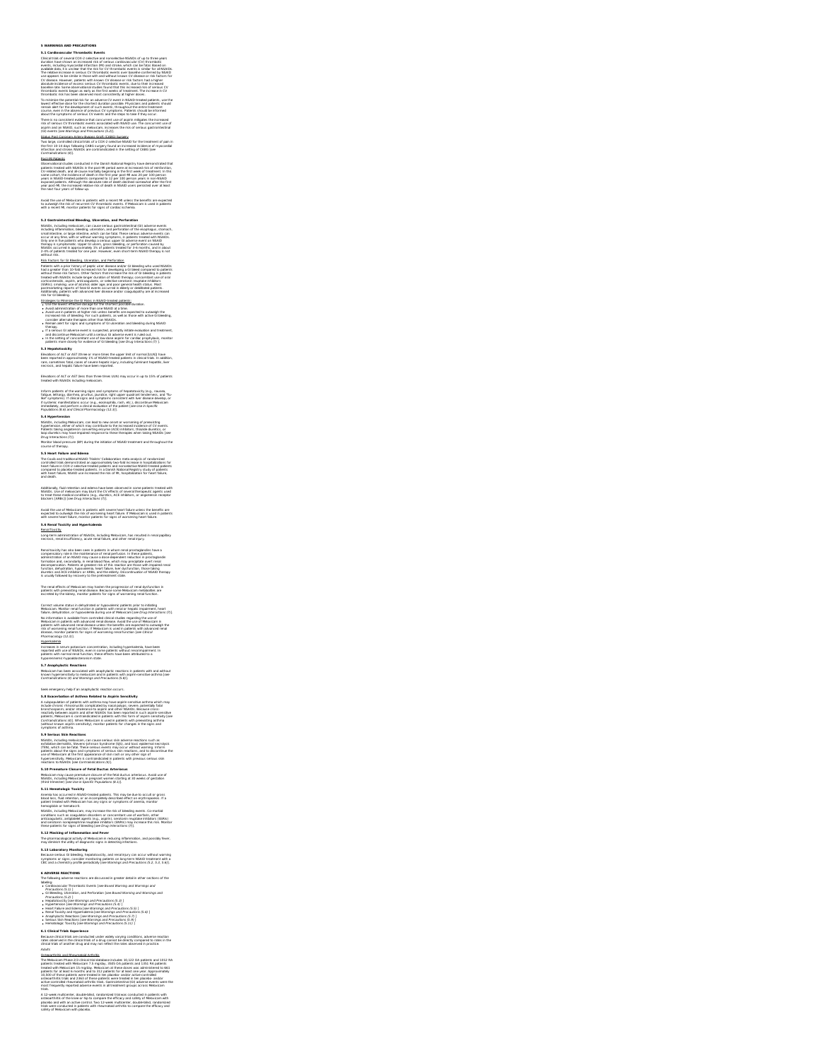# 5 WARNINGS AND PRECAUTIONS

## 5.1 Cardiovascular Thrombotic Events

Clinical trials of several COX-2 selective and nonselective NSAIDs of up to three years duration have shown an increased risk of serious cardiovascular (CV) thrombotic events, including myocardial infarction (MI) and stroke, which can be fatal. Based on available data, it is unclear that the risk for CV thrombotic events is similar for all NSAIDs. The relative increase in serious CV thrombotic events over baseline conferred by NSAID use appears to be similar in those with and without known CV disease or risk factors for CV disease. However, patients with known CV disease or risk factors had a higher absolute incidence of excess serious CV thrombotic events, due to their increased baseline rate. Some observational studies found that this increased risk of serious CV thrombotic events began as early as the first weeks of treatment. The increase in CV thrombotic risk has been observed most consistently at higher doses.

To minimize the potential risk for an adverse CV event in NSAID-treated patients, use the lowest effective dose for the shortest duration possible. Physicians and patients should remain alert for the development of such events, throughout the entire treatment course, even in the absence of previous CV symptoms. Patients should be informed about the symptoms of serious CV events and the steps to take if they occur.

There is no consistent evidence that concurrent use of aspirin mitigates the increased risk of serious CV thrombotic events associated with NSAID use. The concurrent use of aspirin and an NSAID, such as meloxicam, increases the risk of serious gastrointestinal (GI) events [*see Warnings and Precautions (5.2)*].

Status Post Coronary Artery Bypass Graft (CABG) Surgery

Two large, controlled clinical trials of a COX-2 selective NSAID for the treatment of pain in the first 10–14 days following CABG surgery found an increased incidence of myocardial infarction and stroke. NSAIDs are contraindicated in the setting of CABG [*see Contraindications (4)*].

Post-MI Patients

Observational studies conducted in the Danish National Registry have demonstrated that patients treated with NSAIDs in the post-MI period were at increased risk of reinfarction, CV-related death, and all-cause mortality beginning in the first week of treatment. In this same cohort, the incidence of death in the first year post-MI was 20 per 100 person years in NSAID-treated patients compared to 12 per 100 person years in non-NSAID exposed patients. Although the absolute rate of death declined somewhat after the first year post-MI, the increased relative risk of death in NSAID users persisted over at least the next four years of follow-up.

Avoid the use of Meloxicam in patients with a recent MI unless the benefits are expected to outweigh the risk of recurrent CV thrombotic events. If Meloxicam is used in patients with a recent MI, monitor patients for signs of cardiac ischemia.

## 5.2 Gastrointestinal Bleeding, Ulceration, and Perforation

NSAIDs, including meloxicam, can cause serious gastrointestinal (GI) adverse events including inflammation, bleeding, ulceration, and perforation of the esophagus, stomach, small intestine, or large intestine, which can be fatal. These serious adverse events can occur at any time, with or without warning symptoms, in patients treated with NSAIDs. Only one in five patients who develop a serious upper GI adverse event on NSAID therapy is symptomatic. Upper GI ulcers, gross bleeding, or perforation caused by NSAIDs occurred in approximately 1% of patients treated for 3-6 months, and in about 2-4% of patients treated for one year. However, even short-term NSAID therapy is not without risk.

Risk Factors for GI Bleeding, Ulceration, and Perforation

Patients with a prior history of peptic ulcer disease and/or GI bleeding who used NSAIDs had a greater than 10-fold increased risk for developing a GI bleed compared to patients without these risk factors. Other factors that increase the risk of GI bleeding in patients treated with NSAIDs include longer duration of NSAID therapy; concomitant use of oral corticosteroids, aspirin, anticoagulants, or selective serotonin reuptake inhibitors (SSRIs); smoking; use of alcohol; older age; and poor general health status. Most postmarketing reports of fatal GI events occurred in elderly or debilitated patients. Additionally, patients with advanced liver disease and/or coagulopathy are at increased risk for GI bleeding.

Strategies to Minimize the GI Risks in NSAID-treated patients:

- Use the lowest effective dosage for the shortest possible duration.
- Avoid administration of more than one NSAID at a time.
- Avoid use in patients at higher risk unless benefits are expected to outweigh the increased risk of bleeding. For such patients, as well as those with active GI bleeding, consider alternate therapies other than NSAIDs.
- Remain alert for signs and symptoms of GI ulceration and bleeding during NSAID therapy.
- If a serious GI adverse event is suspected, promptly initiate evaluation and treatment, and discontinue Meloxicam until a serious GI adverse event is ruled out.
- In the setting of concomitant use of low-dose aspirin for cardiac prophylaxis, monitor patients more closely for evidence of GI bleeding [*see Drug Interactions (7)*].

## 5.3 Hepatotoxicity

Elevations of ALT or AST (three or more times the upper limit of normal [ULN]) have been reported in approximately 1% of NSAID-treated patients in clinical trials. In addition, rare, sometimes fatal, cases of severe hepatic injury, including fulminant hepatitis, liver necrosis, and hepatic failure have been reported.

Elevations of ALT or AST (less than three times ULN) may occur in up to 15% of patients treated with NSAIDs including meloxicam.

Inform patients of the warning signs and symptoms of hepatotoxicity (e.g., nausea, fatigue, lethargy, diarrhea, pruritus, jaundice, right upper quadrant tenderness, and "flu-like" symptoms). If clinical signs and symptoms consistent with liver disease develop, or if systemic manifestations occur (e.g., eosinophilia, rash, etc.), discontinue Meloxicam immediately, and perform a clinical evaluation of the patient [*see Use in Specific Populations (8.6) and Clinical Pharmacology (12.3)*].

## 5.4 Hypertension

NSAIDs, including Meloxicam, can lead to new onset or worsening of preexisting hypertension, either of which may contribute to the increased incidence of CV events. Patients taking angiotensin converting enzyme (ACE) inhibitors, thiazide diuretics, or loop diuretics may have impaired response to these therapies when taking NSAIDs [*see Drug Interactions (7)*].

Monitor blood pressure (BP) during the initiation of NSAID treatment and throughout the course of therapy.

## 5.5 Heart Failure and Edema

The Coxib and traditional NSAID Trialists' Collaboration meta-analysis of randomized controlled trials demonstrated an approximately two-fold increase in hospitalizations for heart failure in COX-2 selective-treated patients and nonselective NSAID-treated patients compared to placebo-treated patients. In a Danish National Registry study of patients with heart failure, NSAID use increased the risk of MI, hospitalization for heart failure, and death.

Additionally, fluid retention and edema have been observed in some patients treated with NSAIDs. Use of meloxicam may blunt the CV effects of several therapeutic agents used to treat these medical conditions (e.g., diuretics, ACE inhibitors, or angiotensin receptor blockers [ARBs]) [*see Drug Interactions (7)*].

Avoid the use of Meloxicam in patients with severe heart failure unless the benefits are expected to outweigh the risk of worsening heart failure. If Meloxicam is used in patients with severe heart failure, monitor patients for signs of worsening heart failure.

## 5.6 Renal Toxicity and Hyperkalemia

Renal Toxicity

Long-term administration of NSAIDs, including Meloxicam, has resulted in renal papillary necrosis, renal insufficiency, acute renal failure, and other renal injury.

Renal toxicity has also been seen in patients in whom renal prostaglandins have a compensatory role in the maintenance of renal perfusion. In these patients, administration of an NSAID may cause a dose-dependent reduction in prostaglandin formation and, secondarily, in renal blood flow, which may precipitate overt renal decompensation. Patients at greatest risk of this reaction are those with impaired renal function, dehydration, hypovolemia, heart failure, liver dysfunction, those taking diuretics and ACE inhibitors or ARBs, and the elderly. Discontinuation of NSAID therapy is usually followed by recovery to the pretreatment state.

The renal effects of Meloxicam may hasten the progression of renal dysfunction in patients with preexisting renal disease. Because some Meloxicam metabolites are excreted by the kidney, monitor patients for signs of worsening renal function.

Correct volume status in dehydrated or hypovolemic patients prior to initiating Meloxicam. Monitor renal function in patients with renal or hepatic impairment, heart failure, dehydration, or hypovolemia during use of Meloxicam [*see Drug Interactions (7)*].

No information is available from controlled clinical studies regarding the use of Meloxicam in patients with advanced renal disease. Avoid the use of Meloxicam in patients with advanced renal disease unless the benefits are expected to outweigh the risk of worsening renal function. If Meloxicam is used in patients with advanced renal disease, monitor patients for signs of worsening renal function [*see Clinical Pharmacology (12.3)*].

Hyperkalemia

Increases in serum potassium concentration, including hyperkalemia, have been reported with use of NSAIDs, even in some patients without renal impairment. In patients with normal renal function, these effects have been attributed to a hyporeninemic-hypoaldosteronism state.

## 5.7 Anaphylactic Reactions

Meloxicam has been associated with anaphylactic reactions in patients with and without known hypersensitivity to meloxicam and in patients with aspirin-sensitive asthma [*see Contraindications (4) and Warnings and Precautions (5.8)*].

Seek emergency help if an anaphylactic reaction occurs.

## 5.8 Exacerbation of Asthma Related to Aspirin Sensitivity

A subpopulation of patients with asthma may have aspirin-sensitive asthma which may include chronic rhinosinusitis complicated by nasal polyps; severe, potentially fatal bronchospasm; and/or intolerance to aspirin and other NSAIDs. Because cross-reactivity between aspirin and other NSAIDs has been reported in such aspirin-sensitive patients, Meloxicam is contraindicated in patients with this form of aspirin sensitivity [*see Contraindications (4)*]. When Meloxicam is used in patients with preexisting asthma (without known aspirin sensitivity), monitor patients for changes in the signs and symptoms of asthma.

## 5.9 Serious Skin Reactions

NSAIDs, including meloxicam, can cause serious skin adverse reactions such as exfoliative dermatitis, Stevens-Johnson Syndrome (SJS), and toxic epidermal necrolysis (TEN), which can be fatal. These serious events may occur without warning. Inform patients about the signs and symptoms of serious skin reactions, and to discontinue the use of Meloxicam at the first appearance of skin rash or any other sign of hypersensitivity. Meloxicam is contraindicated in patients with previous serious skin reactions to NSAIDs [*see Contraindications (4)*].

## 5.10 Premature Closure of Fetal Ductus Arteriosus

Meloxicam may cause premature closure of the fetal ductus arteriosus. Avoid use of NSAIDs, including Meloxicam, in pregnant women starting at 30 weeks of gestation (third trimester) [*see Use in Specific Populations (8.1)*].

## 5.11 Hematologic Toxicity

Anemia has occurred in NSAID-treated patients. This may be due to occult or gross blood loss, fluid retention, or an incompletely described effect on erythropoiesis. If a patient treated with Meloxicam has any signs or symptoms of anemia, monitor hemoglobin or hematocrit.

NSAIDs, including Meloxicam, may increase the risk of bleeding events. Co-morbid conditions such as coagulation disorders or concomitant use of warfarin, other anticoagulants, antiplatelet agents (e.g., aspirin), serotonin reuptake inhibitors (SSRIs) and serotonin norepinephrine reuptake inhibitors (SNRIs) may increase this risk. Monitor these patients for signs of bleeding [*see Drug Interactions (7)*].

## 5.12 Masking of Inflammation and Fever

The pharmacological activity of Meloxicam in reducing inflammation, and possibly fever, may diminish the utility of diagnostic signs in detecting infections.

## 5.13 Laboratory Monitoring

Because serious GI bleeding, hepatotoxicity, and renal injury can occur without warning symptoms or signs, consider monitoring patients on long-term NSAID treatment with a CBC and a chemistry profile periodically [*see Warnings and Precautions (5.2, 5.3, 5.6)*].

# 6 ADVERSE REACTIONS

The following adverse reactions are discussed in greater detail in other sections of the labeling:

- *Cardiovascular Thrombotic Events [see Boxed Warning and Warnings and Precautions (5.1)]*
- *GI Bleeding, Ulceration, and Perforation [see Boxed Warning and Warnings and Precautions (5.2)]*
- *Hepatotoxicity [see Warnings and Precautions (5.3)]*
- *Hypertension [see Warnings and Precautions (5.4)]*
- *Heart Failure and Edema [see Warnings and Precautions (5.5)]*
- *Renal Toxicity and Hyperkalemia [see Warnings and Precautions (5.6)]*
- *Anaphylactic Reactions [see Warnings and Precautions (5.7)]*
- *Serious Skin Reactions [see Warnings and Precautions (5.9)]*
- *Hematologic Toxicity [see Warnings and Precautions (5.11)]*

## 6.1 Clinical Trials Experience

Because clinical trials are conducted under widely varying conditions, adverse reaction rates observed in the clinical trials of a drug cannot be directly compared to rates in the clinical trials of another drug and may not reflect the rates observed in practice.

*Adults*

Osteoarthritis and Rheumatoid Arthritis

The Meloxicam Phase 2/3 clinical trial database includes 10,122 OA patients and 1012 RA patients treated with Meloxicam 7.5 mg/day, 3505 OA patients and 1351 RA patients treated with Meloxicam 15 mg/day. Meloxicam at these doses was administered to 661 patients for at least 6 months and to 312 patients for at least one year. Approximately 10,500 of these patients were treated in ten placebo- and/or active-controlled osteoarthritis trials and 2363 of these patients were treated in ten placebo- and/or active-controlled rheumatoid arthritis trials. Gastrointestinal (GI) adverse events were the most frequently reported adverse events in all treatment groups across Meloxicam trials.

A 12-week multicenter, double-blind, randomized trial was conducted in patients with osteoarthritis of the knee or hip to compare the efficacy and safety of Meloxicam with placebo and with an active control. Two 12-week multicenter, double-blind, randomized trials were conducted in patients with rheumatoid arthritis to compare the efficacy and safety of Meloxicam with placebo.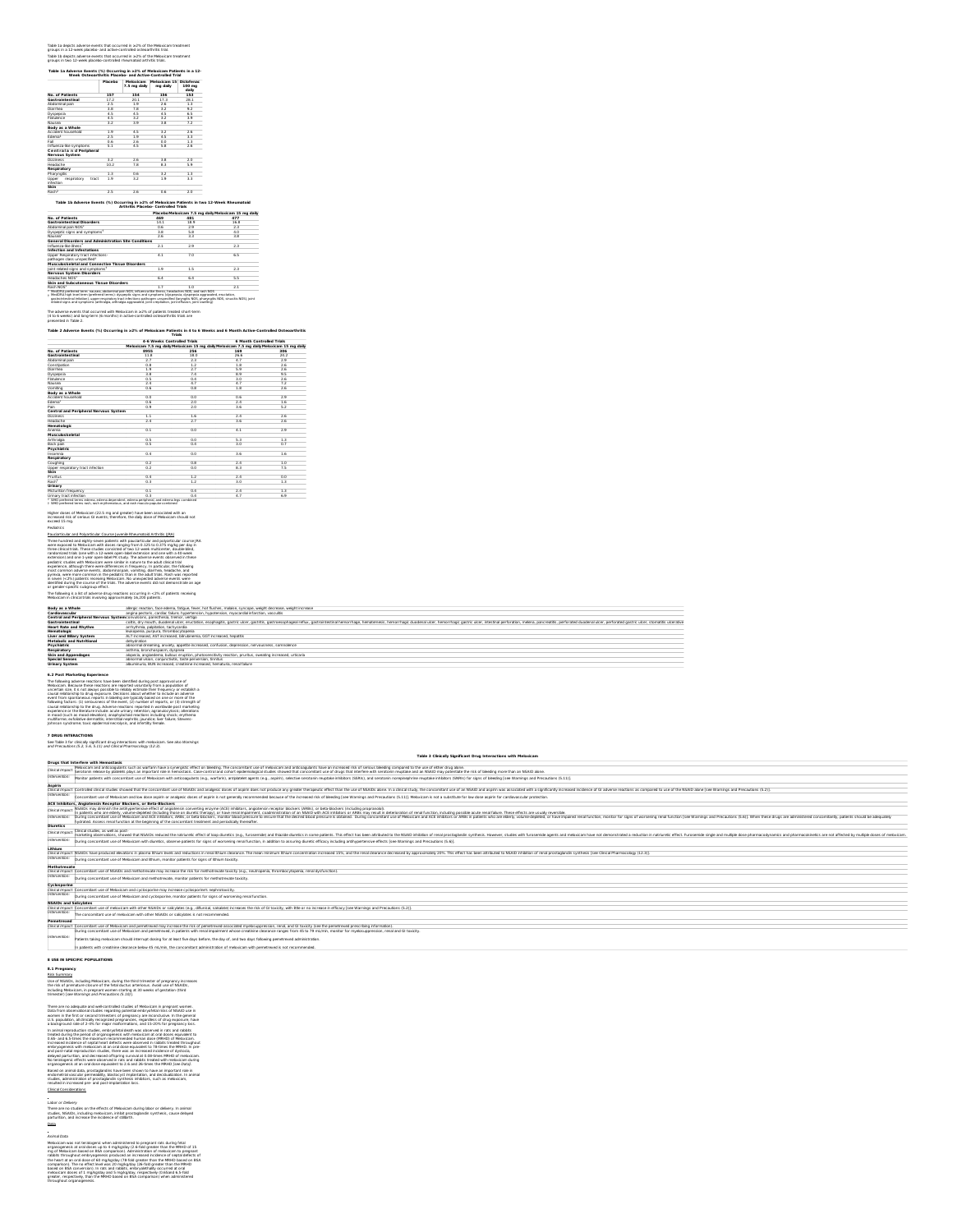Table 1a depicts adverse events that occurred in ≥2% of the Meloxicam treatment groups in a 12-week placebo- and active-controlled osteoarthritis trial.

Table 1b depicts adverse events that occurred in ≥2% of the Meloxicam treatment groups in two 12-week placebo-controlled rheumatoid arthritis trials.

**Table 1a Adverse Events (%) Occurring in ≥2% of Meloxicam Patients in a 12-Week Osteoarthritis Placebo- and Active-Controlled Trial**

| | Placebo | Meloxicam 7.5 mg daily | Meloxicam 15 mg daily | Diclofenac 100 mg daily |
|---|---|---|---|---|
| **No. of Patients** | 157 | 154 | 156 | 153 |
| **Gastrointestinal** | 17.2 | 20.1 | 17.3 | 28.1 |
| Abdominal pain | 2.5 | 1.9 | 2.6 | 1.3 |
| Diarrhea | 3.8 | 7.8 | 3.2 | 9.2 |
| Dyspepsia | 4.5 | 4.5 | 4.5 | 6.5 |
| Flatulence | 4.5 | 3.2 | 3.2 | 3.9 |
| Nausea | 3.2 | 3.9 | 3.8 | 7.2 |
| **Body as a Whole** | | | | |
| Accident household | 1.9 | 4.5 | 3.2 | 2.6 |
| Edema[1] | 2.5 | 1.9 | 4.5 | 3.3 |
| Fall | 0.6 | 2.6 | 0.0 | 1.3 |
| Influenza-like symptoms | 5.1 | 4.5 | 5.8 | 2.6 |
| **Central and Peripheral Nervous System** | | | | |
| Dizziness | 3.2 | 2.6 | 3.8 | 2.0 |
| Headache | 10.2 | 7.8 | 8.3 | 5.9 |
| **Respiratory** | | | | |
| Pharyngitis | 1.3 | 0.6 | 3.2 | 1.3 |
| Upper respiratory tract infection | 1.9 | 3.2 | 1.9 | 3.3 |
| **Skin** | | | | |
| Rash[2] | 2.5 | 2.6 | 0.6 | 2.0 |

**Table 1b Adverse Events (%) Occurring in ≥2% of Meloxicam Patients in two 12-Week Rheumatoid Arthritis Placebo- Controlled Trials**

| | Placebo | Meloxicam 7.5 mg daily | Meloxicam 15 mg daily |
|---|---|---|---|
| **No. of Patients** | 469 | 481 | 477 |
| **Gastrointestinal Disorders** | 14.1 | 18.9 | 16.8 |
| Abdominal pain NOS[1] | 0.6 | 2.9 | 2.3 |
| Dyspeptic signs and symptoms[2] | 3.8 | 5.8 | 4.0 |
| Nausea[1] | 2.6 | 3.3 | 3.8 |
| **General Disorders and Administration Site Conditions** | | | |
| Influenza-like illness[1] | 2.1 | 2.9 | 2.3 |
| **Infection and Infestations** | | | |
| Upper Respiratory tract infections-pathogen class unspecified[2] | 4.1 | 7.0 | 6.5 |
| **Musculoskeletal and Connective Tissue Disorders** | | | |
| Joint related signs and symptoms[2] | 1.9 | 1.5 | 2.3 |
| **Nervous System Disorders** | | | |
| Headaches NOS[1] | 6.4 | 6.4 | 5.5 |
| **Skin and Subcutaneous Tissue Disorders** | | | |
| Rash NOS[1] | 1.7 | 1.0 | 2.1 |

[1] MedDRA preferred term: nausea, abdominal pain NOS, influenza-like illness, headaches NOS, and rash NOS
[2] MedDRA high level term (preferred terms): dyspeptic signs and symptoms (dyspepsia, dyspepsia aggravated, eructation, gastrointestinal irritation), upper respiratory tract infections-pathogen unspecified (laryngitis NOS, pharyngitis NOS, sinusitis NOS), joint related signs and symptoms (arthralgia, arthralgia aggravated, joint crepitation, joint effusion, joint swelling)

The adverse events that occurred with Meloxicam in ≥2% of patients treated short-term (4 to 6 weeks) and long-term (6 months) in active-controlled osteoarthritis trials are presented in Table 2.

**Table 2 Adverse Events (%) Occurring in ≥2% of Meloxicam Patients in 4 to 6 Weeks and 6 Month Active-Controlled Osteoarthritis Trials**

| | 4-6 Weeks Controlled Trials | | 6 Month Controlled Trials | |
|---|---|---|---|---|
| | Meloxicam 7.5 mg daily | Meloxicam 15 mg daily | Meloxicam 7.5 mg daily | Meloxicam 15 mg daily |
| **No. of Patients** | 8955 | 256 | 169 | 306 |
| **Gastrointestinal** | 11.8 | 18.0 | 26.6 | 24.2 |
| Abdominal pain | 2.7 | 2.3 | 4.7 | 2.9 |
| Constipation | 0.8 | 1.2 | 1.8 | 2.6 |
| Diarrhea | 1.9 | 2.7 | 5.9 | 2.6 |
| Dyspepsia | 3.8 | 7.4 | 8.9 | 9.5 |
| Flatulence | 0.5 | 0.4 | 3.0 | 2.6 |
| Nausea | 2.4 | 4.7 | 4.7 | 7.2 |
| Vomiting | 0.6 | 0.8 | 1.8 | 2.6 |
| **Body as a Whole** | | | | |
| Accident household | 0.0 | 0.0 | 0.6 | 2.9 |
| Edema[1] | 0.6 | 2.0 | 2.4 | 1.6 |
| Pain | 0.9 | 2.0 | 3.6 | 5.2 |
| **Central and Peripheral Nervous System** | | | | |
| Dizziness | 1.1 | 1.6 | 2.4 | 2.6 |
| Headache | 2.4 | 2.7 | 3.6 | 2.6 |
| **Hematologic** | | | | |
| Anemia | 0.1 | 0.0 | 4.1 | 2.9 |
| **Musculoskeletal** | | | | |
| Arthralgia | 0.5 | 0.0 | 5.3 | 1.3 |
| Back pain | 0.5 | 0.4 | 3.0 | 0.7 |
| **Psychiatric** | | | | |
| Insomnia | 0.4 | 0.0 | 3.6 | 1.6 |
| **Respiratory** | | | | |
| Coughing | 0.2 | 0.8 | 2.4 | 1.0 |
| Upper respiratory tract infection | 0.2 | 0.0 | 8.3 | 7.5 |
| **Skin** | | | | |
| Pruritus | 0.4 | 1.2 | 2.4 | 0.0 |
| Rash[2] | 0.3 | 1.2 | 3.0 | 1.3 |
| **Urinary** | | | | |
| Micturition frequency | 0.1 | 0.4 | 2.4 | 1.3 |
| Urinary tract infection | 0.3 | 0.4 | 4.7 | 6.9 |

[1] WHO preferred terms edema, edema dependent, edema peripheral, and edema legs combined
[2] WHO preferred terms rash, rash erythematous, and rash maculo-papular combined

Higher doses of Meloxicam (22.5 mg and greater) have been associated with an increased risk of serious GI events; therefore, the daily dose of Meloxicam should not exceed 15 mg.

*Pediatrics*

Pauciarticular and Polyarticular Course Juvenile Rheumatoid Arthritis (JRA)

Three hundred and eighty-seven patients with pauciarticular and polyarticular course JRA were exposed to Meloxicam with doses ranging from 0.125 to 0.375 mg/kg per day in three clinical trials. These studies consisted of two 12-week multicenter, double-blind, randomized trials (one with a 12-week open-label extension and one with a 40-week extension) and one 1-year open-label PK study. The adverse events observed in these pediatric studies with Meloxicam were similar in nature to the adult clinical trial experience, although there were differences in frequency. In particular, the following most common adverse events, abdominal pain, vomiting, diarrhea, headache, and pyrexia, were more common in the pediatric than in the adult trials. Rash was reported in seven (<2%) patients receiving Meloxicam. No unexpected adverse events were identified during the course of the trials. The adverse events did not demonstrate an age or gender-specific subgroup effect.

The following is a list of adverse drug reactions occurring in <2% of patients receiving Meloxicam in clinical trials involving approximately 16,200 patients.

| | |
|---|---|
| **Body as a Whole** | allergic reaction, face edema, fatigue, fever, hot flushes, malaise, syncope, weight decrease, weight increase |
| **Cardiovascular** | angina pectoris, cardiac failure, hypertension, hypotension, myocardial infarction, vasculitis |
| **Central and Peripheral Nervous System** | convulsions, paresthesia, tremor, vertigo |
| **Gastrointestinal** | colitis, dry mouth, duodenal ulcer, eructation, esophagitis, gastric ulcer, gastritis, gastroesophageal reflux, gastrointestinal hemorrhage, hematemesis, hemorrhagic duodenal ulcer, hemorrhagic gastric ulcer, intestinal perforation, melena, pancreatitis, perforated duodenal ulcer, perforated gastric ulcer, stomatitis ulcerative |
| **Heart Rate and Rhythm** | arrhythmia, palpitation, tachycardia |
| **Hematologic** | leukopenia, purpura, thrombocytopenia |
| **Liver and Biliary System** | ALT increased, AST increased, bilirubinemia, GGT increased, hepatitis |
| **Metabolic and Nutritional** | dehydration |
| **Psychiatric** | abnormal dreaming, anxiety, appetite increased, confusion, depression, nervousness, somnolence |
| **Respiratory** | asthma, bronchospasm, dyspnea |
| **Skin and Appendages** | alopecia, angioedema, bullous eruption, photosensitivity reaction, pruritus, sweating increased, urticaria |
| **Special Senses** | abnormal vision, conjunctivitis, taste perversion, tinnitus |
| **Urinary System** | albuminuria, BUN increased, creatinine increased, hematuria, renal failure |

**6.2 Post Marketing Experience**

The following adverse reactions have been identified during post approval use of Meloxicam. Because these reactions are reported voluntarily from a population of uncertain size, it is not always possible to reliably estimate their frequency or establish a causal relationship to drug exposure. Decisions about whether to include an adverse event from spontaneous reports in labeling are typically based on one or more of the following factors: (1) seriousness of the event, (2) number of reports, or (3) strength of causal relationship to the drug. Adverse reactions reported in worldwide post marketing experience or the literature include: acute urinary retention; agranulocytosis; alterations in mood (such as mood elevation); anaphylactoid reactions including shock; erythema multiforme; exfoliative dermatitis; interstitial nephritis; jaundice; liver failure; Stevens-Johnson syndrome; toxic epidermal necrolysis, and infertility female.

**7 DRUG INTERACTIONS**

See Table 3 for clinically significant drug interactions with meloxicam. See also Warnings and Precautions (5.2, 5.6, 5.11) and Clinical Pharmacology (12.3).

**Table 3 Clinically Significant Drug Interactions with Meloxicam**

| | |
|---|---|
| **Drugs That Interfere with Hemostasis** | |
| *Clinical Impact:* | Meloxicam and anticoagulants such as warfarin have a synergistic effect on bleeding. The concomitant use of meloxicam and anticoagulants have an increased risk of serious bleeding compared to the use of either drug alone. Serotonin release by platelets plays an important role in hemostasis. Case-control and cohort epidemiological studies showed that concomitant use of drugs that interfere with serotonin reuptake and an NSAID may potentiate the risk of bleeding more than an NSAID alone. |
| *Intervention:* | Monitor patients with concomitant use of Meloxicam with anticoagulants (e.g., warfarin), antiplatelet agents (e.g., aspirin), selective serotonin reuptake inhibitors (SSRIs), and serotonin norepinephrine reuptake inhibitors (SNRIs) for signs of bleeding (see Warnings and Precautions (5.11)). |
| **Aspirin** | |
| *Clinical Impact:* | Controlled clinical studies showed that the concomitant use of NSAIDs and analgesic doses of aspirin does not produce any greater therapeutic effect than the use of NSAIDs alone. In a clinical study, the concomitant use of an NSAID and aspirin was associated with a significantly increased incidence of GI adverse reactions as compared to use of the NSAID alone (see Warnings and Precautions (5.2)). |
| *Intervention:* | Concomitant use of Meloxicam and low dose aspirin or analgesic doses of aspirin is not generally recommended because of the increased risk of bleeding (see Warnings and Precautions (5.11)). Meloxicam is not a substitute for low dose aspirin for cardiovascular protection. |
| **ACE Inhibitors, Angiotensin Receptor Blockers, or Beta-Blockers** | |
| *Clinical Impact:* | NSAIDs may diminish the antihypertensive effect of angiotensin converting enzyme (ACE) inhibitors, angiotensin receptor blockers (ARBs), or beta-blockers (including propranolol). In patients who are elderly, volume-depleted (including those on diuretic therapy), or have renal impairment, coadministration of an NSAID with ACE inhibitors or ARBs may result in deterioration of renal function, including possible acute renal failure. These effects are usually reversible. |
| *Intervention:* | During concomitant use of Meloxicam and ACE-inhibitors, ARBs, or beta-blockers, monitor blood pressure to ensure that the desired blood pressure is obtained. During concomitant use of Meloxicam and ACE-inhibitors or ARBs in patients who are elderly, volume-depleted, or have impaired renal function, monitor for signs of worsening renal function (see Warnings and Precautions (5.6)). When these drugs are administered concomitantly, patients should be adequately hydrated. Assess renal function at the beginning of the concomitant treatment and periodically thereafter. |
| **Diuretics** | |
| *Clinical Impact:* | Clinical studies, as well as post-marketing observations, showed that NSAIDs reduced the natriuretic effect of loop diuretics (e.g., furosemide) and thiazide diuretics in some patients. This effect has been attributed to the NSAID inhibition of renal prostaglandin synthesis. However, studies with furosemide agents and meloxicam have not demonstrated a reduction in natriuretic effect. Furosemide single and multiple dose pharmacodynamics and pharmacokinetics are not affected by multiple doses of meloxicam. |
| *Intervention:* | During concomitant use of Meloxicam with diuretics, observe patients for signs of worsening renal function, in addition to assuring diuretic efficacy including antihypertensive effects (see Warnings and Precautions (5.6)). |
| **Lithium** | |
| *Clinical Impact:* | NSAIDs have produced elevations in plasma lithium levels and reductions in renal lithium clearance. The mean minimum lithium concentration increased 15%, and the renal clearance decreased by approximately 20%. This effect has been attributed to NSAID inhibition of renal prostaglandin synthesis (see Clinical Pharmacology (12.3)). |
| *Intervention:* | During concomitant use of Meloxicam and lithium, monitor patients for signs of lithium toxicity. |
| **Methotrexate** | |
| *Clinical Impact:* | Concomitant use of NSAIDs and methotrexate may increase the risk for methotrexate toxicity (e.g., neutropenia, thrombocytopenia, renal dysfunction). |
| *Intervention:* | During concomitant use of Meloxicam and methotrexate, monitor patients for methotrexate toxicity. |
| **Cyclosporine** | |
| *Clinical Impact:* | Concomitant use of Meloxicam and cyclosporine may increase cyclosporine's nephrotoxicity. |
| *Intervention:* | During concomitant use of Meloxicam and cyclosporine, monitor patients for signs of worsening renal function. |
| **NSAIDs and Salicylates** | |
| *Clinical Impact:* | Concomitant use of meloxicam with other NSAIDs or salicylates (e.g., diflunisal, salsalate) increases the risk of GI toxicity, with little or no increase in efficacy (see Warnings and Precautions (5.2)). |
| *Intervention:* | The concomitant use of meloxicam with other NSAIDs or salicylates is not recommended. |
| **Pemetrexed** | |
| *Clinical Impact:* | Concomitant use of Meloxicam and pemetrexed may increase the risk of pemetrexed-associated myelosuppression, renal, and GI toxicity (see the pemetrexed prescribing information). |
| *Intervention:* | During concomitant use of Meloxicam and pemetrexed, in patients with renal impairment whose creatinine clearance ranges from 45 to 79 mL/min, monitor for myelosuppression, renal and GI toxicity. Patients taking meloxicam should interrupt dosing for at least five days before, the day of, and two days following pemetrexed administration. In patients with creatinine clearance below 45 mL/min, the concomitant administration of meloxicam with pemetrexed is not recommended. |

**8 USE IN SPECIFIC POPULATIONS**

**8.1 Pregnancy**

Risk Summary

Use of NSAIDs, including Meloxicam, during the third trimester of pregnancy increases the risk of premature closure of the fetal ductus arteriosus. Avoid use of NSAIDs, including Meloxicam, in pregnant women starting at 30 weeks of gestation (third trimester) (see Warnings and Precautions (5.10)).

There are no adequate and well-controlled studies of Meloxicam in pregnant women. Data from observational studies regarding potential embryofetal risks of NSAID use in women in the first or second trimesters of pregnancy are inconclusive. In the general U.S. population, all clinically recognized pregnancies, regardless of drug exposure, have a background rate of 2-4% for major malformations, and 15-20% for pregnancy loss.

In animal reproduction studies, embryofetal death was observed in rats and rabbits treated during the period of organogenesis with meloxicam at oral doses equivalent to 0.65- and 6.5-times the maximum recommended human dose (MRHD) of Meloxicam. Increased incidence of septal heart defects were observed in rabbits treated throughout embryogenesis with meloxicam at an oral dose equivalent to 78-times the MRHD. In pre- and post-natal reproduction studies, there was an increased incidence of dystocia, delayed parturition, and decreased offspring survival at 0.08-times MRHD of meloxicam. No teratogenic effects were observed in rats and rabbits treated with meloxicam during organogenesis at an oral dose equivalent to 2.6 and 26-times the MRHD (see Data).

Based on animal data, prostaglandins have been shown to have an important role in endometrial vascular permeability, blastocyst implantation, and decidualization. In animal studies, administration of prostaglandin synthesis inhibitors, such as meloxicam, resulted in increased pre- and post-implantation loss.

Clinical Considerations

*Labor or Delivery*

There are no studies on the effects of Meloxicam during labor or delivery. In animal studies, NSAIDs, including meloxicam, inhibit prostaglandin synthesis, cause delayed parturition, and increase the incidence of stillbirth.

Data

*Animal Data*

Meloxicam was not teratogenic when administered to pregnant rats during fetal organogenesis at oral doses up to 4 mg/kg/day (2.6-fold greater than the MRHD of 15 mg of Meloxicam based on BSA comparison). Administration of meloxicam to pregnant rabbits throughout embryogenesis produced an increased incidence of septal defects of the heart at an oral dose of 60 mg/kg/day (78-fold greater than the MRHD based on BSA comparison). The no effect level was 20 mg/kg/day (26-fold greater than the MRHD based on BSA conversion). In rats and rabbits, embryolethality occurred at oral meloxicam doses of 1 mg/kg/day and 5 mg/kg/day, respectively (0.65 and 6.5-fold greater, respectively, than the MRHD based on BSA comparison) when administered throughout organogenesis.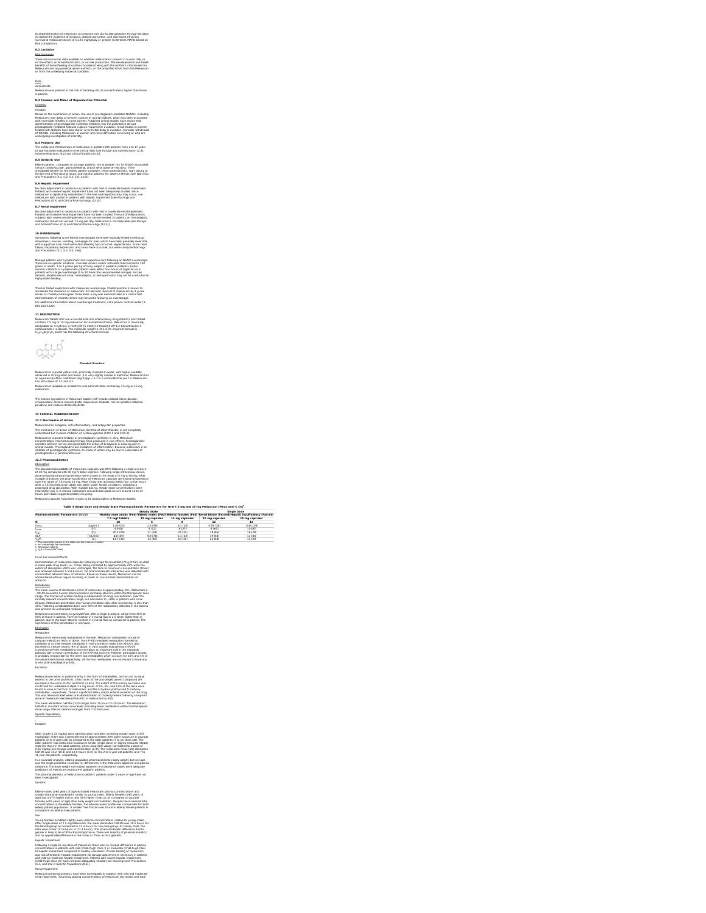Oral administration of meloxicam to pregnant rats during late gestation through lactation increased the incidence of dystocia, delayed parturition, and decreased offspring survival at meloxicam doses of 0.125 mg/kg/day or greater (0.08-times MRHD based on BSA comparison).

### 8.2 Lactation

Risk Summary

There are no human data available on whether meloxicam is present in human milk, or on the effects on breastfed infants, or on milk production. The developmental and health benefits of breastfeeding should be considered along with the mother's clinical need for Meloxicam and any potential adverse effects on the breastfed infant from the Meloxicam or from the underlying maternal condition.

Data

*Animal Data*

Meloxicam was present in the milk of lactating rats at concentrations higher than those in plasma.

### 8.3 Females and Males of Reproductive Potential

Infertility

*Females*

Based on the mechanism of action, the use of prostaglandin-mediated NSAIDs, including Meloxicam, may delay or prevent rupture of ovarian follicles, which has been associated with reversible infertility in some women. Published animal studies have shown that administration of prostaglandin synthesis inhibitors has the potential to disrupt prostaglandin-mediated follicular rupture required for ovulation. Small studies in women treated with NSAIDs have also shown a reversible delay in ovulation. Consider withdrawal of NSAIDs, including Meloxicam, in women who have difficulties conceiving or who are undergoing investigation of infertility.

### 8.4 Pediatric Use

The safety and effectiveness of meloxicam in pediatric JRA patients from 2 to 17 years of age has been evaluated in three clinical trials *[see Dosage and Administration (2.3), Adverse Reactions (6.1) and Clinical Studies (14.2)]*.

### 8.5 Geriatric Use

Elderly patients, compared to younger patients, are at greater risk for NSAID-associated serious cardiovascular, gastrointestinal, and/or renal adverse reactions. If the anticipated benefit for the elderly patient outweighs these potential risks, start dosing at the low end of the dosing range, and monitor patients for adverse effects *[see Warnings and Precautions (5.1, 5.2, 5.3, 5.6, 5.13)]*.

### 8.6 Hepatic Impairment

No dose adjustment is necessary in patients with mild to moderate hepatic impairment. Patients with severe hepatic impairment have not been adequately studied. Since meloxicam is significantly metabolized in the liver and hepatotoxicity may occur, use meloxicam with caution in patients with hepatic impairment *[see Warnings and Precautions (5.3) and Clinical Pharmacology (12.3)]*.

### 8.7 Renal Impairment

No dose adjustment is necessary in patients with mild to moderate renal impairment. Patients with severe renal impairment have not been studied. The use of Meloxicam in subjects with severe renal impairment is not recommended. In patients on hemodialysis, meloxicam should not exceed 7.5 mg per day. Meloxicam is not dialyzable *[see Dosage and Administration (2.1) and Clinical Pharmacology (12.3)]*.

## 10 OVERDOSAGE

Symptoms following acute NSAID overdosages have been typically limited to lethargy, drowsiness, nausea, vomiting, and epigastric pain, which have been generally reversible with supportive care. Gastrointestinal bleeding has occurred. Hypertension, acute renal failure, respiratory depression, and coma have occurred, but were rare *[see Warnings and Precautions (5.1, 5.2, 5.4, 5.6)]*.

Manage patients with symptomatic and supportive care following an NSAID overdosage. There are no specific antidotes. Consider emesis and/or activated charcoal (60 to 100 grams in adults, 1 to 2 grams per kg of body weight in pediatric patients) and/or osmotic cathartic in symptomatic patients seen within four hours of ingestion or in patients with a large overdosage (5 to 10 times the recommended dosage). Forced diuresis, alkalinization of urine, hemodialysis, or hemoperfusion may not be useful due to high protein binding.

There is limited experience with meloxicam overdosage. Cholestyramine is known to accelerate the clearance of meloxicam. Accelerated removal of meloxicam by 4 g oral doses of cholestyramine given three times a day was demonstrated in a clinical trial. Administration of cholestyramine may be useful following an overdosage.

For additional information about overdosage treatment, call a poison control center (1-800-222-1222).

## 11 DESCRIPTION

Meloxicam Tablets USP are a nonsteroidal anti-inflammatory drug (NSAID). Each tablet contains 7.5 mg or 15 mg meloxicam for oral administration. Meloxicam is chemically designated as 4-hydroxy-2-methyl-N-(5-methyl-2-thiazolyl)-2H-1,2-benzothiazine-3-carboxamide-1,1-dioxide. The molecular weight is 351.4. Its empirical formula is $C_{14}H_{13}N_3O_4S_2$ and it has the following structural formula.

**Chemical Structure**

Meloxicam is a pastel yellow solid, practically insoluble in water, with higher solubility observed in strong acids and bases. It is very slightly soluble in methanol. Meloxicam has an apparent partition coefficient (log P)app = 0.1 in n-octanol/buffer pH 7.4. Meloxicam has pKa values of 1.1 and 4.2.

Meloxicam is available as a tablet for oral administration containing 7.5 mg or 15 mg meloxicam.

The inactive ingredients in Meloxicam tablets USP include colloidal silicon dioxide, crospovidone, lactose monohydrate, magnesium stearate, microcrystalline cellulose, povidone and sodium citrate dihydrate.

## 12 CLINICAL PHARMACOLOGY

### 12.1 Mechanism of Action

Meloxicam has analgesic, anti-inflammatory, and antipyretic properties.

The mechanism of action of Meloxicam, like that of other NSAIDs, is not completely understood but involves inhibition of cyclooxygenase (COX-1 and COX-2).

Meloxicam is a potent inhibitor of prostaglandin synthesis in vitro. Meloxicam concentrations reached during therapy have produced in vivo effects. Prostaglandins sensitize afferent nerves and potentiate the action of bradykinin in inducing pain in animal models. Prostaglandins are mediators of inflammation. Because Meloxicam is an inhibitor of prostaglandin synthesis, its mode of action may be due to a decrease of prostaglandins in peripheral tissues.

### 12.3 Pharmacokinetics

Absorption

The absolute bioavailability of meloxicam capsules was 89% following a single oral dose of 30 mg compared with 30 mg IV bolus injection. Following single intravenous doses, dose-proportional pharmacokinetics were shown in the range of 5 mg to 60 mg. After multiple oral doses the pharmacokinetics of meloxicam capsules were dose-proportional over the range of 7.5 mg to 15 mg. Mean Cmax was achieved within four to five hours after a 7.5 mg meloxicam tablet was taken under fasted conditions, indicating a prolonged drug absorption. With multiple dosing, steady-state concentrations were reached by Day 5. A second meloxicam concentration peak occurs around 12 to 14 hours post-dose suggesting biliary recycling.

Meloxicam capsules have been shown to be bioequivalent to Meloxicam tablets.

**Table 4 Single Dose and Steady-State Pharmacokinetic Parameters for Oral 7.5 mg and 15 mg Meloxicam (Mean and % CV)[*]**

| Pharmacokinetic Parameters (%CV) | | Steady State | | | Single Dose | |
|---|---|---|---|---|---|---|
| | | Healthy male adults (Fed)[†] | Elderly males (Fed)[†] | Elderly females (Fed)[†] | Renal failure (Fasted) | Hepatic insufficiency (Fasted) |
| | | 7.5 mg[‡] tablets | 15 mg capsules | 15 mg capsules | 15 mg capsules | 15 mg capsules |
| N | | 18 | 5 | 8 | 12 | 12 |
| $C_{max}$ | [µg/mL] | 1.05 (20) | 2.3 (59) | 3.2 (24) | 0.59 (36) | 0.84 (29) |
| $t_{max}$ | [h] | 4.9 (8) | 5 (12) | 6 (27) | 4 (65) | 10 (87) |
| $t_{1/2}$ | [h] | 20.1 (29) | 21 (39) | 24 (34) | 18 (46) | 16 (29) |
| $CL/F$ | [mL/min] | 8.8 (29) | 9.9 (76) | 5.1 (22) | 19 (43) | 11 (44) |
| $V_z/F^{§}$ | [L] | 14.7 (32) | 15 (42) | 10 (30) | 26 (44) | 14 (29) |

\* The parameter values in the table are from various studies
† not under high fat conditions
‡ Meloxicam tablets
§ $V_z/F$ = Dose/(AUC•Kel)

*Food and Antacid Effects*

Administration of meloxicam capsules following a high fat breakfast (75 g of fat) resulted in mean peak drug levels (i.e., Cmax) being increased by approximately 22% while the extent of absorption (AUC) was unchanged. The time to maximum concentration (Tmax) was achieved between 5 and 6 hours. No pharmacokinetic interaction was detected with concomitant administration of antacids. Based on these results, Meloxicam can be administered without regard to timing of meals or concomitant administration of antacids.

Distribution

The mean volume of distribution (Vss) of meloxicam is approximately 10 L. Meloxicam is ~99.4% bound to human plasma proteins (primarily albumin) within the therapeutic dose range. The fraction of protein binding is independent of drug concentration, over the clinically relevant concentration range, but decreases to ~99% in patients with renal disease. Meloxicam penetration into human red blood cells, after oral dosing, is less than 10%. Following a radiolabeled dose, over 90% of the radioactivity detected in the plasma was present as unchanged meloxicam.

Meloxicam concentrations in synovial fluid, after a single oral dose, range from 40% to 50% of those in plasma. The free fraction in synovial fluid is 2.5 times higher than in plasma, due to the lower albumin content in synovial fluid as compared to plasma. The significance of this penetration is unknown.

Elimination

*Metabolism*

Meloxicam is extensively metabolized in the liver. Meloxicam metabolites include 5'-carboxy meloxicam (60% of dose), from P-450 mediated metabolism formed by oxidation of an intermediate metabolite 5'-hydroxymethyl meloxicam which is also excreted to a lesser extent (9% of dose). In vitro studies indicate that CYP2C9 (cytochrome P450 metabolizing enzyme) plays an important role in this metabolic pathway with a minor contribution of the CYP3A4 isozyme. Patients' peroxidase activity is probably responsible for the other two metabolites which account for 16% and 4% of the administered dose, respectively. All the four metabolites are not known to have any in vivo pharmacological activity.

*Excretion*

Meloxicam excretion is predominantly in the form of metabolites, and occurs to equal extents in the urine and feces. Only traces of the unchanged parent compound are excreted in the urine (0.2%) and feces (1.6%). The extent of the urinary excretion was confirmed for unlabeled multiple 7.5 mg doses: 0.5%, 6%, and 13% of the dose were found in urine in the form of meloxicam, and the 5'-hydroxymethyl and 5'-carboxy metabolites, respectively. There is significant biliary and/or enteral secretion of the drug. This was demonstrated when oral administration of cholestyramine following a single IV dose of meloxicam decreased the AUC of meloxicam by 50%.

The mean elimination half-life (t1/2) ranges from 15 hours to 20 hours. The elimination half-life is constant across dose levels indicating linear metabolism within the therapeutic dose range. Plasma clearance ranges from 7 to 9 mL/min.

Specific Populations

*Pediatric*

After single (0.25 mg/kg) dose administration and after achieving steady state (0.375 mg/kg/day), there was a general trend of approximately 30% lower exposure in younger patients (2 to 6 years old) as compared to the older patients (7 to 16 years old). The older patients had meloxicam exposures similar (single dose) or slightly reduced (steady state) to those in the adult patients, when using AUC values normalized to a dose of 0.25 mg/kg *[see Dosage and Administration (2.3)]*. The meloxicam mean (SD) elimination half-life was 15.2 (10.1) and 13.0 hours (3.0) for the 2 to 6 year old patients, and 7 to 16 year old patients, respectively.

In a covariate analysis, utilizing population pharmacokinetics body-weight, but not age, was the single predictive covariate for differences in the meloxicam apparent oral plasma clearance. The body-weight normalized apparent oral clearance values were adequate predictors of meloxicam exposure in pediatric patients.

The pharmacokinetics of Meloxicam in pediatric patients under 2 years of age have not been investigated.

*Geriatric*

Elderly males (≥65 years of age) exhibited meloxicam plasma concentrations and steady-state pharmacokinetics similar to young males. Elderly females (≥65 years of age) had a 47% higher AUCss and 32% higher Cmax,ss as compared to younger females (≤55 years of age) after body weight normalization. Despite the increased total concentrations in the elderly females, the adverse event profile was comparable for both elderly patient populations. A smaller free fraction was found in elderly female patients in comparison to elderly male patients.

*Sex*

Young females exhibited slightly lower plasma concentrations relative to young males. After single doses of 7.5 mg Meloxicam, the mean elimination half-life was 19.5 hours for the female group as compared to 23.4 hours for the male group. At steady state, the data were similar (17.9 hours vs 21.4 hours). This pharmacokinetic difference due to gender is likely to be of little clinical importance. There was linearity of pharmacokinetics and no appreciable difference in the Cmax or Tmax across genders.

*Hepatic Impairment*

Following a single 15 mg dose of meloxicam there was no marked difference in plasma concentrations in patients with mild (Child-Pugh Class I) or moderate (Child-Pugh Class II) hepatic impairment compared to healthy volunteers. Protein binding of meloxicam was not affected by hepatic impairment. No dosage adjustment is necessary in patients with mild to moderate hepatic impairment. Patients with severe hepatic impairment (Child-Pugh Class III) have not been adequately studied *[see Warnings and Precautions (5.3) and Use in Specific Populations (8.6)]*.

*Renal Impairment*

Meloxicam pharmacokinetics have been investigated in subjects with mild and moderate renal impairment. Total drug plasma concentrations of meloxicam decreased and total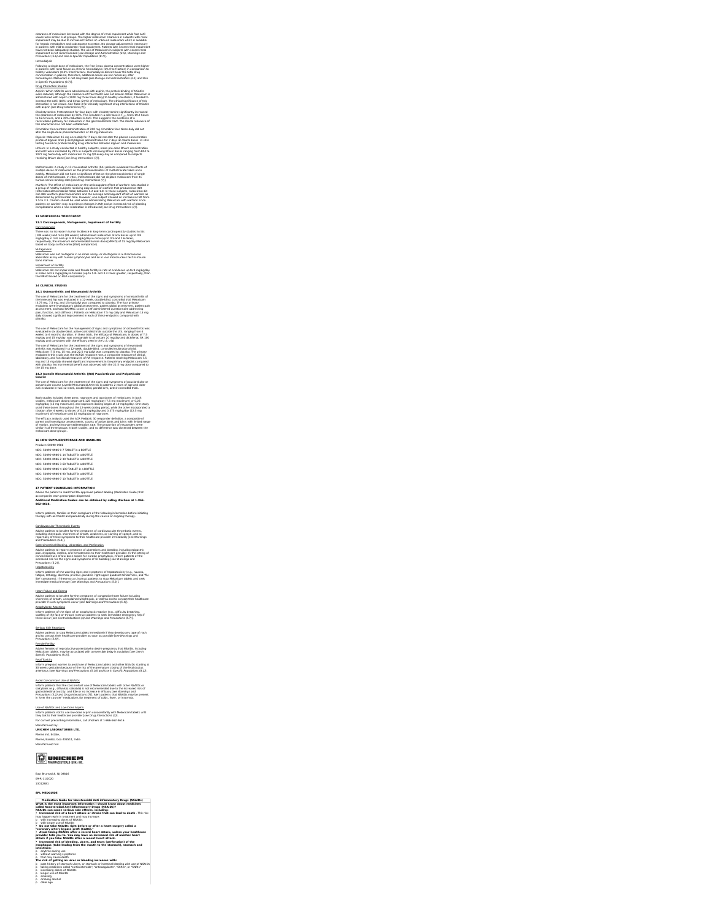clearance of meloxicam increased with the degree of renal impairment while free AUC values were similar in all groups. The higher meloxicam clearance in subjects with renal impairment may be due to increased fraction of unbound meloxicam which is available for hepatic metabolism and subsequent excretion. No dosage adjustment is necessary in patients with mild to moderate renal impairment. Patients with severe renal impairment have not been adequately studied. The use of Meloxicam in subjects with severe renal impairment is not recommended *[see Dosage and Administration (2.5), Warnings and Precautions (5.6) and Use in Specific Populations (8.7)]*.

*Hemodialysis*

Following a single dose of meloxicam, the free Cmax plasma concentrations were higher in patients with renal failure on chronic hemodialysis (1% free fraction) in comparison to healthy volunteers (0.3% free fraction). Hemodialysis did not lower the total drug concentration in plasma; therefore, additional doses are not necessary after hemodialysis. Meloxicam is not dialyzable *[see Dosage and Administration (2.1) and Use in Specific Populations (8.7)]*.

Drug Interaction Studies

*Aspirin:* When NSAIDs were administered with aspirin, the protein binding of NSAIDs were reduced, although the clearance of free NSAID was not altered. When Meloxicam is administered with aspirin (1000 mg three times daily) to healthy volunteers, it tended to increase the AUC (10%) and Cmax (24%) of meloxicam. The clinical significance of this interaction is not known. See Table 4 for clinically significant drug interactions of NSAIDs with aspirin *[see Drug Interactions (7)]*.

*Cholestyramine:* Pretreatment for four days with cholestyramine significantly increased the clearance of meloxicam by 50%. This resulted in a decrease in $t_{1/2}$, from 19.2 hours to 12.5 hours, and a 35% reduction in AUC. This suggests the existence of a recirculation pathway for meloxicam in the gastrointestinal tract. The clinical relevance of this interaction has not been established.

*Cimetidine:* Concomitant administration of 200 mg cimetidine four times daily did not alter the single-dose pharmacokinetics of 30 mg meloxicam.

*Digoxin:* Meloxicam 15 mg once daily for 7 days did not alter the plasma concentration profile of digoxin after β-acetyldigoxin administration for 7 days at clinical doses. *In vitro* testing found no protein binding drug interaction between digoxin and meloxicam.

*Lithium:* In a study conducted in healthy subjects, mean pre-dose lithium concentration and AUC were increased by 21% in subjects receiving lithium doses ranging from 804 to 1072 mg twice daily with meloxicam 15 mg QD every day as compared to subjects receiving lithium alone *[see Drug Interactions (7)]*.

*Methotrexate:* A study in 13 rheumatoid arthritis (RA) patients evaluated the effects of multiple doses of meloxicam on the pharmacokinetics of methotrexate taken once weekly. Meloxicam did not have a significant effect on the pharmacokinetics of single doses of methotrexate. *In vitro*, methotrexate did not displace meloxicam from its human serum binding sites *[see Drug Interactions (7)]*.

*Warfarin:* The effect of meloxicam on the anticoagulant effect of warfarin was studied in a group of healthy subjects receiving daily doses of warfarin that produced an INR (International Normalized Ratio) between 1.2 and 1.8. In these subjects, meloxicam did not alter warfarin pharmacokinetics and the average anticoagulant effect of warfarin as determined by prothrombin time. However, one subject showed an increase in INR from 1.5 to 2.1. Caution should be used when administering Meloxicam with warfarin since patients on warfarin may experience changes in INR and an increased risk of bleeding complications when a new medication is introduced *[see Drug Interactions (7)]*.

## 13 NONCLINICAL TOXICOLOGY

### 13.1 Carcinogenesis, Mutagenesis, Impairment of Fertility

Carcinogenesis

There was no increase in tumor incidence in long-term carcinogenicity studies in rats (104 weeks) and mice (99 weeks) administered meloxicam at oral doses up to 0.8 mg/kg/day in rats and up to 8.0 mg/kg/day in mice (up to 0.5- and 2.6-times, respectively, the maximum recommended human dose [MRHD] of 15 mg/day Meloxicam based on body surface area [BSA] comparison).

Mutagenesis

Meloxicam was not mutagenic in an Ames assay, or clastogenic in a chromosome aberration assay with human lymphocytes and an *in vivo* micronucleus test in mouse bone marrow.

Impairment of Fertility

Meloxicam did not impair male and female fertility in rats at oral doses up to 9 mg/kg/day in males and 5 mg/kg/day in females (up to 5.8- and 3.2-times greater, respectively, than the MRHD based on BSA comparison).

## 14 CLINICAL STUDIES

### 14.1 Osteoarthritis and Rheumatoid Arthritis

The use of Meloxicam for the treatment of the signs and symptoms of osteoarthritis of the knee and hip was evaluated in a 12-week, double-blind, controlled trial. Meloxicam (3.75 mg, 7.5 mg, and 15 mg daily) was compared to placebo. The four primary endpoints were investigator's global assessment, patient global assessment, patient pain assessment, and total WOMAC score (a self-administered questionnaire addressing pain, function, and stiffness). Patients on Meloxicam 7.5 mg daily and Meloxicam 15 mg daily showed significant improvement in each of these endpoints compared with placebo.

The use of Meloxicam for the management of signs and symptoms of osteoarthritis was evaluated in six double-blind, active-controlled trials outside the U.S. ranging from 4 weeks' to 6 months' duration. In these trials, the efficacy of Meloxicam, in doses of 7.5 mg/day and 15 mg/day, was comparable to piroxicam 20 mg/day and diclofenac SR 100 mg/day and consistent with the efficacy seen in the U.S. trial.

The use of Meloxicam for the treatment of the signs and symptoms of rheumatoid arthritis was evaluated in a 12-week, double-blind, controlled multinational trial. Meloxicam (7.5 mg, 15 mg, and 22.5 mg daily) was compared to placebo. The primary endpoint in this study was the ACR20 response rate, a composite measure of clinical, laboratory, and functional measures of RA response. Patients receiving Meloxicam 7.5 mg and 15 mg daily showed significant improvement in the primary endpoint compared with placebo. No incremental benefit was observed with the 22.5 mg dose compared to the 15 mg dose.

### 14.2 Juvenile Rheumatoid Arthritis (JRA) Pauciarticular and Polyarticular Course

The use of Meloxicam for the treatment of the signs and symptoms of pauciarticular or polyarticular course Juvenile Rheumatoid Arthritis in patients 2 years of age and older was evaluated in two 12-week, double-blind, parallel-arm, active-controlled trials.

Both studies included three arms: naproxen and two doses of meloxicam. In both studies, meloxicam dosing began at 0.125 mg/kg/day (7.5 mg maximum) or 0.25 mg/kg/day (15 mg maximum), and naproxen dosing began at 10 mg/kg/day. One study used these doses throughout the 12-week dosing period, while the other incorporated a titration after 4 weeks to doses of 0.25 mg/kg/day and 0.375 mg/kg/day (22.5 mg maximum) of meloxicam and 15 mg/kg/day of naproxen.

The efficacy analysis used the ACR Pediatric 30 responder definition, a composite of parent and investigator assessments, counts of active joints and joints with limited range of motion, and erythrocyte sedimentation rate. The proportion of responders were similar in all three groups in both studies, and no difference was observed between the meloxicam dose groups.

## 16 HOW SUPPLIED/STORAGE AND HANDLING

Product: 50090-0986

NDC: 50090-0986-0 7 TABLET in a BOTTLE

NDC: 50090-0986-1 14 TABLET in a BOTTLE

NDC: 50090-0986-2 30 TABLET in a BOTTLE

NDC: 50090-0986-3 60 TABLET in a BOTTLE

NDC: 50090-0986-4 100 TABLET in a BOTTLE

NDC: 50090-0986-6 90 TABLET in a BOTTLE

NDC: 50090-0986-7 10 TABLET in a BOTTLE

## 17 PATIENT COUNSELING INFORMATION

Advise the patient to read the FDA-approved patient labeling (Medication Guide) that accompanies each prescription dispensed.

**Additional Medication Guides can be obtained by calling Unichem at 1-866-562-4616.**

Inform patients, families or their caregivers of the following information before initiating therapy with an NSAID and periodically during the course of ongoing therapy.

Cardiovascular Thrombotic Events

Advise patients to be alert for the symptoms of cardiovascular thrombotic events, including chest pain, shortness of breath, weakness, or slurring of speech, and to report any of these symptoms to their healthcare provider immediately *[see Warnings and Precautions (5.1)]*.

Gastrointestinal Bleeding, Ulceration, and Perforation

Advise patients to report symptoms of ulcerations and bleeding, including epigastric pain, dyspepsia, melena, and hematemesis to their healthcare provider. In the setting of concomitant use of low-dose aspirin for cardiac prophylaxis, inform patients of the increased risk for the signs and symptoms of GI bleeding *[see Warnings and Precautions (5.2)]*.

Hepatotoxicity

Inform patients of the warning signs and symptoms of hepatotoxicity (e.g., nausea, fatigue, lethargy, diarrhea, pruritus, jaundice, right upper quadrant tenderness, and "flu-like" symptoms). If these occur, instruct patients to stop Meloxicam tablets and seek immediate medical therapy *[see Warnings and Precautions (5.3)]*.

Heart Failure and Edema

Advise patients to be alert for the symptoms of congestive heart failure including shortness of breath, unexplained weight gain, or edema and to contact their healthcare provider if such symptoms occur *[see Warnings and Precautions (5.5)]*.

Anaphylactic Reactions

Inform patients of the signs of an anaphylactic reaction (e.g., difficulty breathing, swelling of the face or throat). Instruct patients to seek immediate emergency help if these occur *[see Contraindications (4) and Warnings and Precautions (5.7)]*.

Serious Skin Reactions

Advise patients to stop Meloxicam tablets immediately if they develop any type of rash and to contact their healthcare provider as soon as possible *[see Warnings and Precautions (5.9)]*.

Female Fertility

Advise females of reproductive potential who desire pregnancy that NSAIDs, including Meloxicam tablets, may be associated with a reversible delay in ovulation *[see Use in Specific Populations (8.3)]*.

Fetal Toxicity

Inform pregnant women to avoid use of Meloxicam tablets and other NSAIDs starting at 30 weeks gestation because of the risk of the premature closing of the fetal ductus arteriosus *[see Warnings and Precautions (5.10) and Use in Specific Populations (8.1)]*.

Avoid Concomitant Use of NSAIDs

Inform patients that the concomitant use of Meloxicam tablets with other NSAIDs or salicylates (e.g., diflunisal, salsalate) is not recommended due to the increased risk of gastrointestinal toxicity, and little or no increase in efficacy *[see Warnings and Precautions (5.2) and Drug Interactions (7)]*. Alert patients that NSAIDs may be present in "over the counter" medications for treatment of colds, fever, or insomnia.

Use of NSAIDs and Low-Dose Aspirin

Inform patients not to use low-dose aspirin concomitantly with Meloxicam tablets until they talk to their healthcare provider *[see Drug Interactions (7)]*.

For current prescribing information, call Unichem at 1-866-562-4616.

Manufactured by:

**UNICHEM LABORATORIES LTD.**

Pilerne Ind. Estate,

Pilerne, Bardez, Goa 403511, India

Manufactured for:

UNICHEM PHARMACEUTICALS (USA), INC.

East Brunswick, NJ 08816

09-R-11/2020

13012881

## SPL MEDGUIDE

**Medication Guide for Nonsteroidal Anti-inflammatory Drugs (NSAIDs)**

**What is the most important information I should know about medicines called Nonsteroidal Anti-inflammatory Drugs (NSAIDs)?**

**NSAIDs can cause serious side effects, including:**

- **Increased risk of a heart attack or stroke that can lead to death**. This risk may happen early in treatment and may increase:
  - with increasing doses of NSAIDs
  - with longer use of NSAIDs
- **Do not take NSAIDs right before or after a heart surgery called a "coronary artery bypass graft (CABG)."**
- **Avoid taking NSAIDs after a recent heart attack, unless your healthcare provider tells you to. You may have an increased risk of another heart attack if you take NSAIDs after a recent heart attack.**
- **Increased risk of bleeding, ulcers, and tears (perforation) of the esophagus (tube leading from the mouth to the stomach), stomach and intestines:**
  - anytime during use
  - without warning symptoms
  - that may cause death

**The risk of getting an ulcer or bleeding increases with:**

- past history of stomach ulcers, or stomach or intestinal bleeding with use of NSAIDs
- taking medicines called "corticosteroids", "anticoagulants", "SSRIs", or "SNRIs"
- increasing doses of NSAIDs
- longer use of NSAIDs
- smoking
- drinking alcohol
- older age